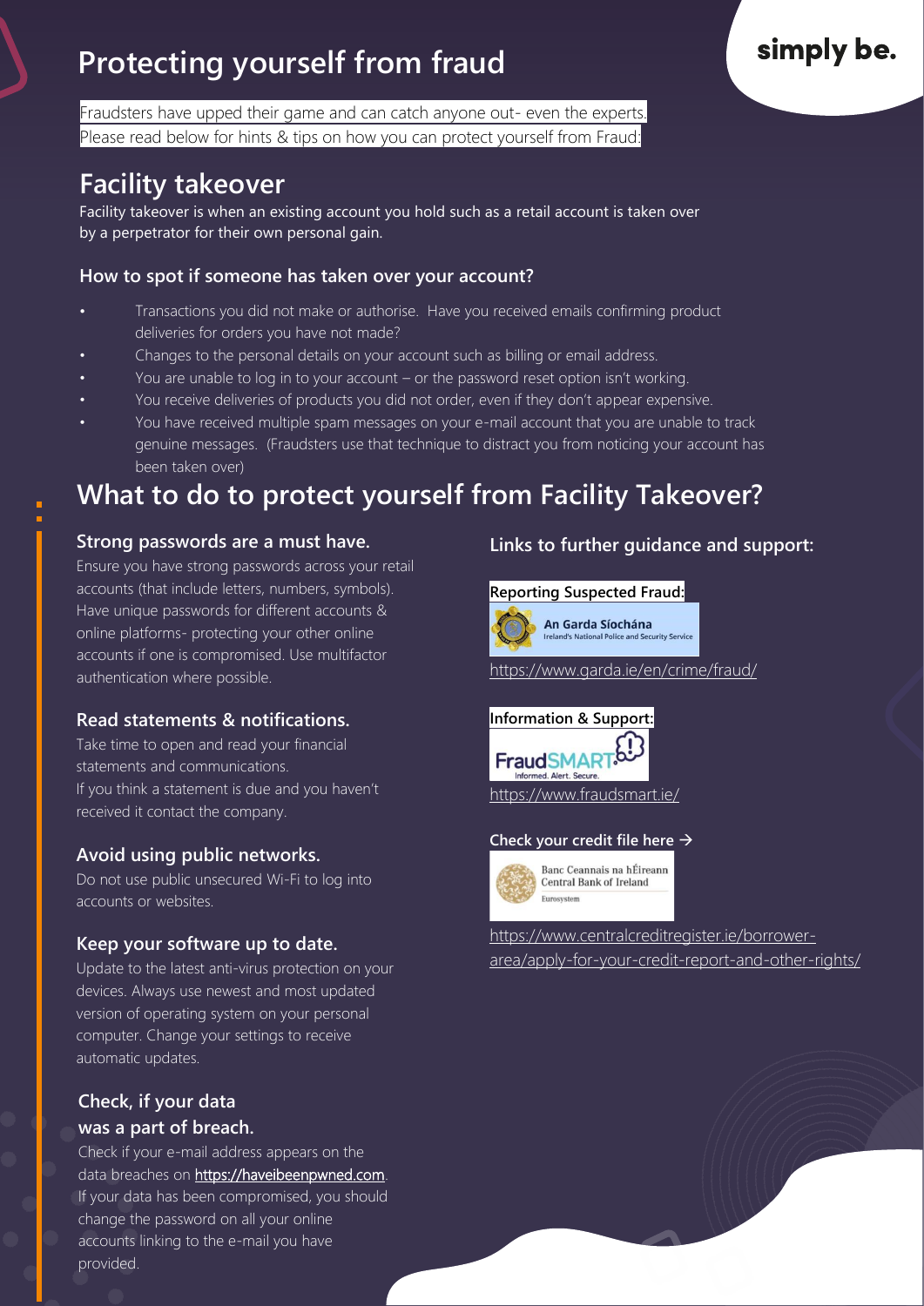simply be.

# Protecting yourself from fraud

Fraudsters have upped their game and can catch anyone out- even the experts.
Please read below for hints & tips on how you can protect yourself from Fraud:

## Facility takeover

Facility takeover is when an existing account you hold such as a retail account is taken over by a perpetrator for their own personal gain.

### How to spot if someone has taken over your account?

- Transactions you did not make or authorise. Have you received emails confirming product deliveries for orders you have not made?
- Changes to the personal details on your account such as billing or email address.
- You are unable to log in to your account – or the password reset option isn't working.
- You receive deliveries of products you did not order, even if they don't appear expensive.
- You have received multiple spam messages on your e-mail account that you are unable to track genuine messages. (Fraudsters use that technique to distract you from noticing your account has been taken over)

## What to do to protect yourself from Facility Takeover?

### Strong passwords are a must have.

Ensure you have strong passwords across your retail accounts (that include letters, numbers, symbols). Have unique passwords for different accounts & online platforms- protecting your other online accounts if one is compromised. Use multifactor authentication where possible.

### Read statements & notifications.

Take time to open and read your financial statements and communications.
If you think a statement is due and you haven't received it contact the company.

### Avoid using public networks.

Do not use public unsecured Wi-Fi to log into accounts or websites.

### Keep your software up to date.

Update to the latest anti-virus protection on your devices. Always use newest and most updated version of operating system on your personal computer. Change your settings to receive automatic updates.

### Check, if your data was a part of breach.

Check if your e-mail address appears on the data breaches on https://haveibeenpwned.com. If your data has been compromised, you should change the password on all your online accounts linking to the e-mail you have provided.

### Links to further guidance and support:

**Reporting Suspected Fraud:**

An Garda Síochána
Ireland's National Police and Security Service

https://www.garda.ie/en/crime/fraud/

**Information & Support:**

FraudSMART
Informed. Alert. Secure.

https://www.fraudsmart.ie/

**Check your credit file here →**

Banc Ceannais na hÉireann
Central Bank of Ireland
Eurosystem

https://www.centralcreditregister.ie/borrower-area/apply-for-your-credit-report-and-other-rights/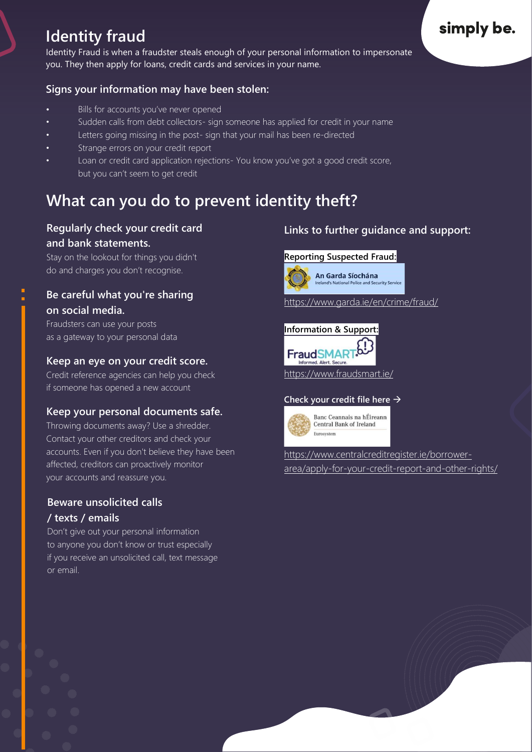# Identity fraud

Identity Fraud is when a fraudster steals enough of your personal information to impersonate you. They then apply for loans, credit cards and services in your name.

### Signs your information may have been stolen:

- Bills for accounts you've never opened
- Sudden calls from debt collectors- sign someone has applied for credit in your name
- Letters going missing in the post- sign that your mail has been re-directed
- Strange errors on your credit report
- Loan or credit card application rejections- You know you've got a good credit score, but you can't seem to get credit

## What can you do to prevent identity theft?

### Regularly check your credit card and bank statements.

Stay on the lookout for things you didn't do and charges you don't recognise.

### Be careful what you're sharing on social media.

Fraudsters can use your posts as a gateway to your personal data

### Keep an eye on your credit score.

Credit reference agencies can help you check if someone has opened a new account

### Keep your personal documents safe.

Throwing documents away? Use a shredder. Contact your other creditors and check your accounts. Even if you don't believe they have been affected, creditors can proactively monitor your accounts and reassure you.

### Beware unsolicited calls / texts / emails

Don't give out your personal information to anyone you don't know or trust especially if you receive an unsolicited call, text message or email.

### Links to further guidance and support:

**Reporting Suspected Fraud:**

An Garda Síochána
Ireland's National Police and Security Service

https://www.garda.ie/en/crime/fraud/

**Information & Support:**

FraudSMART
Informed. Alert. Secure.

https://www.fraudsmart.ie/

**Check your credit file here →**

Banc Ceannais na hÉireann
Central Bank of Ireland
Eurosystem

https://www.centralcreditregister.ie/borrower-area/apply-for-your-credit-report-and-other-rights/